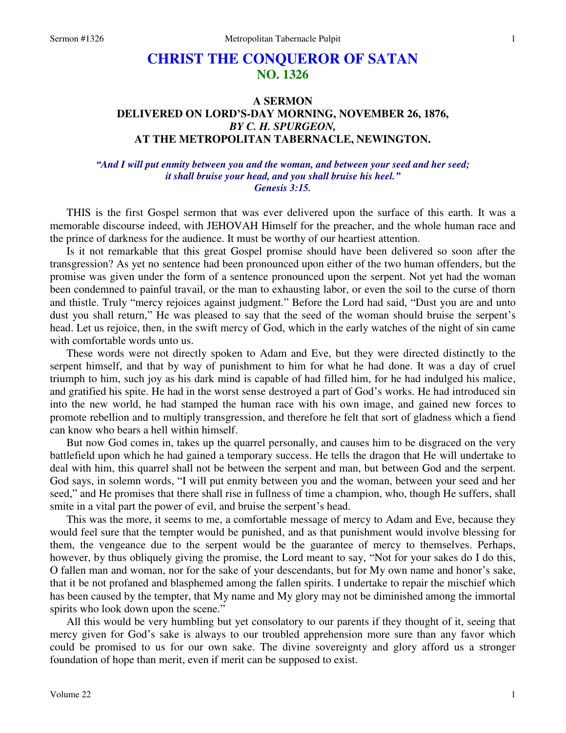# CHRIST THE CONQUEROR OF SATAN
## NO. 1326

### A SERMON
### DELIVERED ON LORD'S-DAY MORNING, NOVEMBER 26, 1876,
### *BY C. H. SPURGEON,*
### AT THE METROPOLITAN TABERNACLE, NEWINGTON.

*"And I will put enmity between you and the woman, and between your seed and her seed; it shall bruise your head, and you shall bruise his heel."*
*Genesis 3:15.*

THIS is the first Gospel sermon that was ever delivered upon the surface of this earth. It was a memorable discourse indeed, with JEHOVAH Himself for the preacher, and the whole human race and the prince of darkness for the audience. It must be worthy of our heartiest attention.

Is it not remarkable that this great Gospel promise should have been delivered so soon after the transgression? As yet no sentence had been pronounced upon either of the two human offenders, but the promise was given under the form of a sentence pronounced upon the serpent. Not yet had the woman been condemned to painful travail, or the man to exhausting labor, or even the soil to the curse of thorn and thistle. Truly "mercy rejoices against judgment." Before the Lord had said, "Dust you are and unto dust you shall return," He was pleased to say that the seed of the woman should bruise the serpent's head. Let us rejoice, then, in the swift mercy of God, which in the early watches of the night of sin came with comfortable words unto us.

These words were not directly spoken to Adam and Eve, but they were directed distinctly to the serpent himself, and that by way of punishment to him for what he had done. It was a day of cruel triumph to him, such joy as his dark mind is capable of had filled him, for he had indulged his malice, and gratified his spite. He had in the worst sense destroyed a part of God's works. He had introduced sin into the new world, he had stamped the human race with his own image, and gained new forces to promote rebellion and to multiply transgression, and therefore he felt that sort of gladness which a fiend can know who bears a hell within himself.

But now God comes in, takes up the quarrel personally, and causes him to be disgraced on the very battlefield upon which he had gained a temporary success. He tells the dragon that He will undertake to deal with him, this quarrel shall not be between the serpent and man, but between God and the serpent. God says, in solemn words, "I will put enmity between you and the woman, between your seed and her seed," and He promises that there shall rise in fullness of time a champion, who, though He suffers, shall smite in a vital part the power of evil, and bruise the serpent's head.

This was the more, it seems to me, a comfortable message of mercy to Adam and Eve, because they would feel sure that the tempter would be punished, and as that punishment would involve blessing for them, the vengeance due to the serpent would be the guarantee of mercy to themselves. Perhaps, however, by thus obliquely giving the promise, the Lord meant to say, "Not for your sakes do I do this, O fallen man and woman, nor for the sake of your descendants, but for My own name and honor's sake, that it be not profaned and blasphemed among the fallen spirits. I undertake to repair the mischief which has been caused by the tempter, that My name and My glory may not be diminished among the immortal spirits who look down upon the scene."

All this would be very humbling but yet consolatory to our parents if they thought of it, seeing that mercy given for God's sake is always to our troubled apprehension more sure than any favor which could be promised to us for our own sake. The divine sovereignty and glory afford us a stronger foundation of hope than merit, even if merit can be supposed to exist.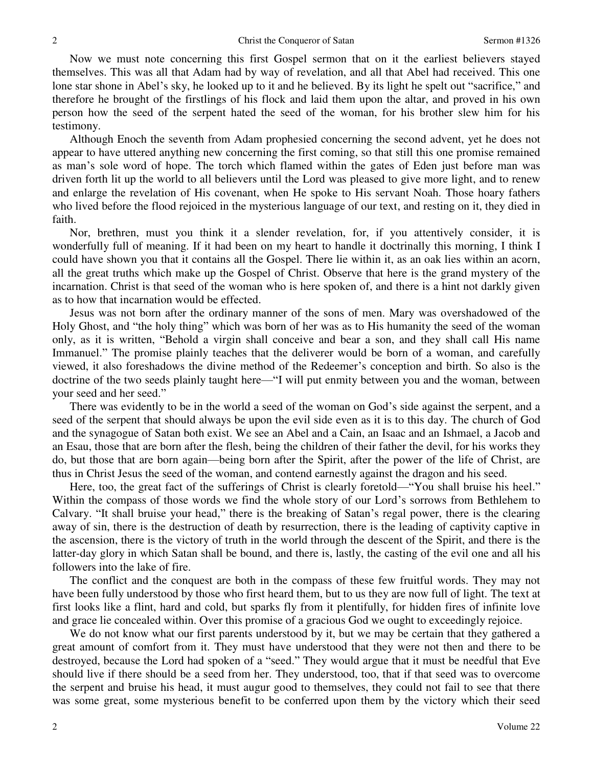Now we must note concerning this first Gospel sermon that on it the earliest believers stayed themselves. This was all that Adam had by way of revelation, and all that Abel had received. This one lone star shone in Abel's sky, he looked up to it and he believed. By its light he spelt out "sacrifice," and therefore he brought of the firstlings of his flock and laid them upon the altar, and proved in his own person how the seed of the serpent hated the seed of the woman, for his brother slew him for his testimony.

Although Enoch the seventh from Adam prophesied concerning the second advent, yet he does not appear to have uttered anything new concerning the first coming, so that still this one promise remained as man's sole word of hope. The torch which flamed within the gates of Eden just before man was driven forth lit up the world to all believers until the Lord was pleased to give more light, and to renew and enlarge the revelation of His covenant, when He spoke to His servant Noah. Those hoary fathers who lived before the flood rejoiced in the mysterious language of our text, and resting on it, they died in faith.

Nor, brethren, must you think it a slender revelation, for, if you attentively consider, it is wonderfully full of meaning. If it had been on my heart to handle it doctrinally this morning, I think I could have shown you that it contains all the Gospel. There lie within it, as an oak lies within an acorn, all the great truths which make up the Gospel of Christ. Observe that here is the grand mystery of the incarnation. Christ is that seed of the woman who is here spoken of, and there is a hint not darkly given as to how that incarnation would be effected.

Jesus was not born after the ordinary manner of the sons of men. Mary was overshadowed of the Holy Ghost, and "the holy thing" which was born of her was as to His humanity the seed of the woman only, as it is written, "Behold a virgin shall conceive and bear a son, and they shall call His name Immanuel." The promise plainly teaches that the deliverer would be born of a woman, and carefully viewed, it also foreshadows the divine method of the Redeemer's conception and birth. So also is the doctrine of the two seeds plainly taught here—"I will put enmity between you and the woman, between your seed and her seed."

There was evidently to be in the world a seed of the woman on God's side against the serpent, and a seed of the serpent that should always be upon the evil side even as it is to this day. The church of God and the synagogue of Satan both exist. We see an Abel and a Cain, an Isaac and an Ishmael, a Jacob and an Esau, those that are born after the flesh, being the children of their father the devil, for his works they do, but those that are born again—being born after the Spirit, after the power of the life of Christ, are thus in Christ Jesus the seed of the woman, and contend earnestly against the dragon and his seed.

Here, too, the great fact of the sufferings of Christ is clearly foretold—"You shall bruise his heel." Within the compass of those words we find the whole story of our Lord's sorrows from Bethlehem to Calvary. "It shall bruise your head," there is the breaking of Satan's regal power, there is the clearing away of sin, there is the destruction of death by resurrection, there is the leading of captivity captive in the ascension, there is the victory of truth in the world through the descent of the Spirit, and there is the latter-day glory in which Satan shall be bound, and there is, lastly, the casting of the evil one and all his followers into the lake of fire.

The conflict and the conquest are both in the compass of these few fruitful words. They may not have been fully understood by those who first heard them, but to us they are now full of light. The text at first looks like a flint, hard and cold, but sparks fly from it plentifully, for hidden fires of infinite love and grace lie concealed within. Over this promise of a gracious God we ought to exceedingly rejoice.

We do not know what our first parents understood by it, but we may be certain that they gathered a great amount of comfort from it. They must have understood that they were not then and there to be destroyed, because the Lord had spoken of a "seed." They would argue that it must be needful that Eve should live if there should be a seed from her. They understood, too, that if that seed was to overcome the serpent and bruise his head, it must augur good to themselves, they could not fail to see that there was some great, some mysterious benefit to be conferred upon them by the victory which their seed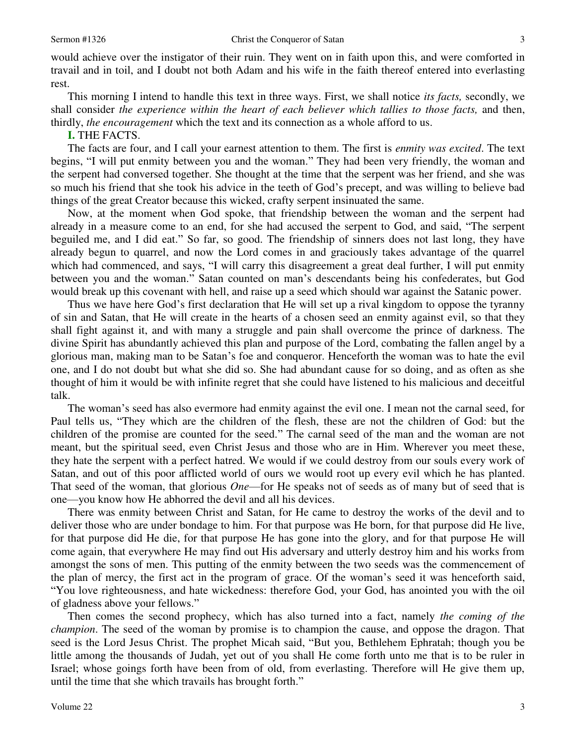would achieve over the instigator of their ruin. They went on in faith upon this, and were comforted in travail and in toil, and I doubt not both Adam and his wife in the faith thereof entered into everlasting rest.

This morning I intend to handle this text in three ways. First, we shall notice *its facts,* secondly, we shall consider *the experience within the heart of each believer which tallies to those facts,* and then, thirdly, *the encouragement* which the text and its connection as a whole afford to us.

**I.** THE FACTS.

The facts are four, and I call your earnest attention to them. The first is *enmity was excited*. The text begins, "I will put enmity between you and the woman." They had been very friendly, the woman and the serpent had conversed together. She thought at the time that the serpent was her friend, and she was so much his friend that she took his advice in the teeth of God's precept, and was willing to believe bad things of the great Creator because this wicked, crafty serpent insinuated the same.

Now, at the moment when God spoke, that friendship between the woman and the serpent had already in a measure come to an end, for she had accused the serpent to God, and said, "The serpent beguiled me, and I did eat." So far, so good. The friendship of sinners does not last long, they have already begun to quarrel, and now the Lord comes in and graciously takes advantage of the quarrel which had commenced, and says, "I will carry this disagreement a great deal further, I will put enmity between you and the woman." Satan counted on man's descendants being his confederates, but God would break up this covenant with hell, and raise up a seed which should war against the Satanic power.

Thus we have here God's first declaration that He will set up a rival kingdom to oppose the tyranny of sin and Satan, that He will create in the hearts of a chosen seed an enmity against evil, so that they shall fight against it, and with many a struggle and pain shall overcome the prince of darkness. The divine Spirit has abundantly achieved this plan and purpose of the Lord, combating the fallen angel by a glorious man, making man to be Satan's foe and conqueror. Henceforth the woman was to hate the evil one, and I do not doubt but what she did so. She had abundant cause for so doing, and as often as she thought of him it would be with infinite regret that she could have listened to his malicious and deceitful talk.

The woman's seed has also evermore had enmity against the evil one. I mean not the carnal seed, for Paul tells us, "They which are the children of the flesh, these are not the children of God: but the children of the promise are counted for the seed." The carnal seed of the man and the woman are not meant, but the spiritual seed, even Christ Jesus and those who are in Him. Wherever you meet these, they hate the serpent with a perfect hatred. We would if we could destroy from our souls every work of Satan, and out of this poor afflicted world of ours we would root up every evil which he has planted. That seed of the woman, that glorious *One*—for He speaks not of seeds as of many but of seed that is one—you know how He abhorred the devil and all his devices.

There was enmity between Christ and Satan, for He came to destroy the works of the devil and to deliver those who are under bondage to him. For that purpose was He born, for that purpose did He live, for that purpose did He die, for that purpose He has gone into the glory, and for that purpose He will come again, that everywhere He may find out His adversary and utterly destroy him and his works from amongst the sons of men. This putting of the enmity between the two seeds was the commencement of the plan of mercy, the first act in the program of grace. Of the woman's seed it was henceforth said, "You love righteousness, and hate wickedness: therefore God, your God, has anointed you with the oil of gladness above your fellows."

Then comes the second prophecy, which has also turned into a fact, namely *the coming of the champion*. The seed of the woman by promise is to champion the cause, and oppose the dragon. That seed is the Lord Jesus Christ. The prophet Micah said, "But you, Bethlehem Ephratah; though you be little among the thousands of Judah, yet out of you shall He come forth unto me that is to be ruler in Israel; whose goings forth have been from of old, from everlasting. Therefore will He give them up, until the time that she which travails has brought forth."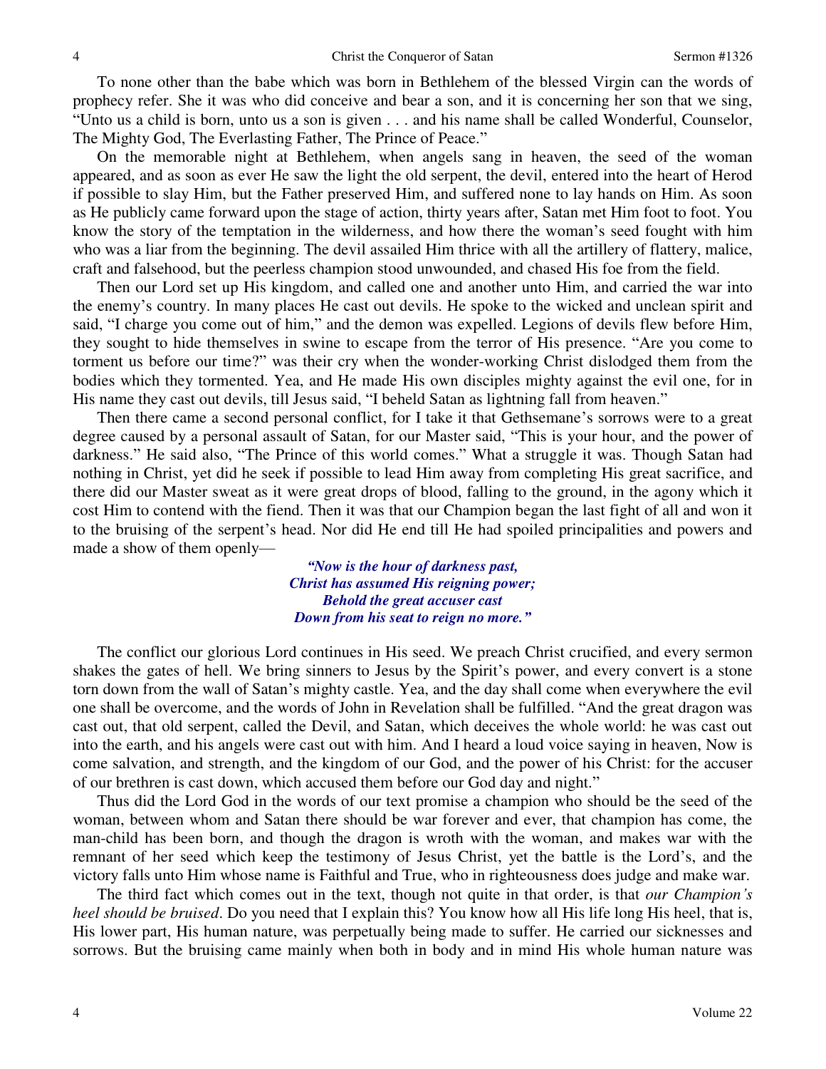To none other than the babe which was born in Bethlehem of the blessed Virgin can the words of prophecy refer. She it was who did conceive and bear a son, and it is concerning her son that we sing, "Unto us a child is born, unto us a son is given . . . and his name shall be called Wonderful, Counselor, The Mighty God, The Everlasting Father, The Prince of Peace."

On the memorable night at Bethlehem, when angels sang in heaven, the seed of the woman appeared, and as soon as ever He saw the light the old serpent, the devil, entered into the heart of Herod if possible to slay Him, but the Father preserved Him, and suffered none to lay hands on Him. As soon as He publicly came forward upon the stage of action, thirty years after, Satan met Him foot to foot. You know the story of the temptation in the wilderness, and how there the woman's seed fought with him who was a liar from the beginning. The devil assailed Him thrice with all the artillery of flattery, malice, craft and falsehood, but the peerless champion stood unwounded, and chased His foe from the field.

Then our Lord set up His kingdom, and called one and another unto Him, and carried the war into the enemy's country. In many places He cast out devils. He spoke to the wicked and unclean spirit and said, "I charge you come out of him," and the demon was expelled. Legions of devils flew before Him, they sought to hide themselves in swine to escape from the terror of His presence. "Are you come to torment us before our time?" was their cry when the wonder-working Christ dislodged them from the bodies which they tormented. Yea, and He made His own disciples mighty against the evil one, for in His name they cast out devils, till Jesus said, "I beheld Satan as lightning fall from heaven."

Then there came a second personal conflict, for I take it that Gethsemane's sorrows were to a great degree caused by a personal assault of Satan, for our Master said, "This is your hour, and the power of darkness." He said also, "The Prince of this world comes." What a struggle it was. Though Satan had nothing in Christ, yet did he seek if possible to lead Him away from completing His great sacrifice, and there did our Master sweat as it were great drops of blood, falling to the ground, in the agony which it cost Him to contend with the fiend. Then it was that our Champion began the last fight of all and won it to the bruising of the serpent's head. Nor did He end till He had spoiled principalities and powers and made a show of them openly—

> *"Now is the hour of darkness past,*
> *Christ has assumed His reigning power;*
> *Behold the great accuser cast*
> *Down from his seat to reign no more."*

The conflict our glorious Lord continues in His seed. We preach Christ crucified, and every sermon shakes the gates of hell. We bring sinners to Jesus by the Spirit's power, and every convert is a stone torn down from the wall of Satan's mighty castle. Yea, and the day shall come when everywhere the evil one shall be overcome, and the words of John in Revelation shall be fulfilled. "And the great dragon was cast out, that old serpent, called the Devil, and Satan, which deceives the whole world: he was cast out into the earth, and his angels were cast out with him. And I heard a loud voice saying in heaven, Now is come salvation, and strength, and the kingdom of our God, and the power of his Christ: for the accuser of our brethren is cast down, which accused them before our God day and night."

Thus did the Lord God in the words of our text promise a champion who should be the seed of the woman, between whom and Satan there should be war forever and ever, that champion has come, the man-child has been born, and though the dragon is wroth with the woman, and makes war with the remnant of her seed which keep the testimony of Jesus Christ, yet the battle is the Lord's, and the victory falls unto Him whose name is Faithful and True, who in righteousness does judge and make war.

The third fact which comes out in the text, though not quite in that order, is that *our Champion's heel should be bruised*. Do you need that I explain this? You know how all His life long His heel, that is, His lower part, His human nature, was perpetually being made to suffer. He carried our sicknesses and sorrows. But the bruising came mainly when both in body and in mind His whole human nature was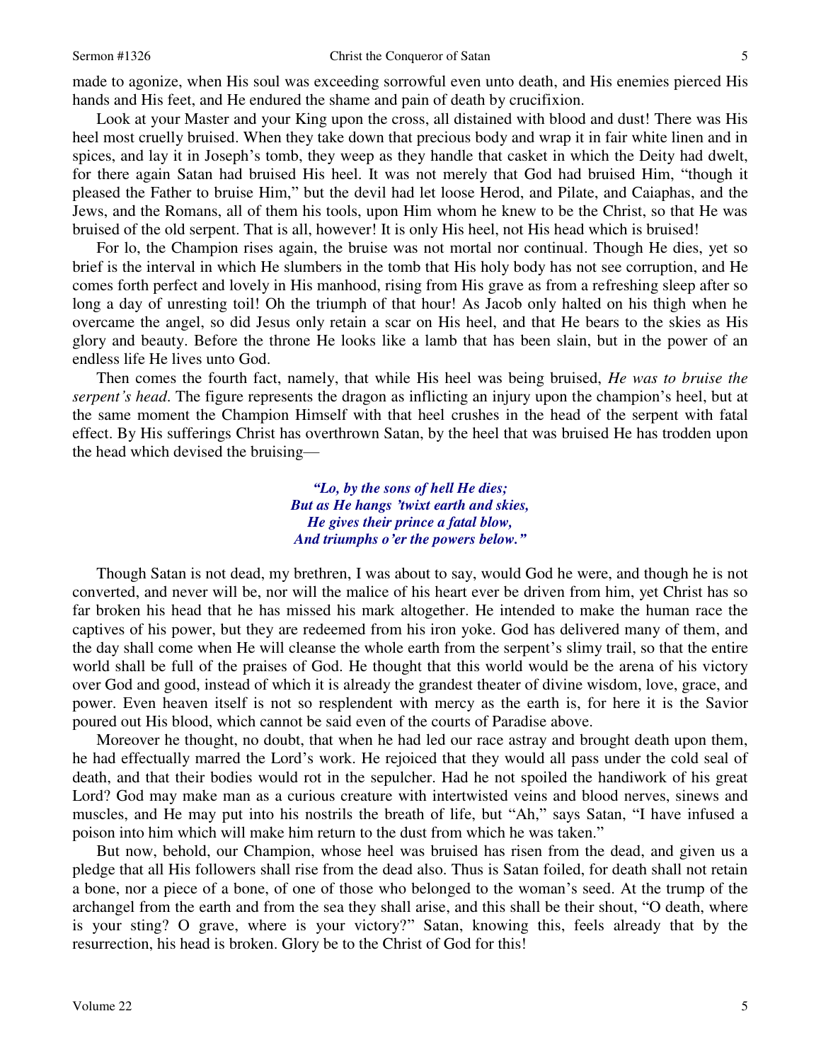made to agonize, when His soul was exceeding sorrowful even unto death, and His enemies pierced His hands and His feet, and He endured the shame and pain of death by crucifixion.

Look at your Master and your King upon the cross, all distained with blood and dust! There was His heel most cruelly bruised. When they take down that precious body and wrap it in fair white linen and in spices, and lay it in Joseph's tomb, they weep as they handle that casket in which the Deity had dwelt, for there again Satan had bruised His heel. It was not merely that God had bruised Him, "though it pleased the Father to bruise Him," but the devil had let loose Herod, and Pilate, and Caiaphas, and the Jews, and the Romans, all of them his tools, upon Him whom he knew to be the Christ, so that He was bruised of the old serpent. That is all, however! It is only His heel, not His head which is bruised!

For lo, the Champion rises again, the bruise was not mortal nor continual. Though He dies, yet so brief is the interval in which He slumbers in the tomb that His holy body has not see corruption, and He comes forth perfect and lovely in His manhood, rising from His grave as from a refreshing sleep after so long a day of unresting toil! Oh the triumph of that hour! As Jacob only halted on his thigh when he overcame the angel, so did Jesus only retain a scar on His heel, and that He bears to the skies as His glory and beauty. Before the throne He looks like a lamb that has been slain, but in the power of an endless life He lives unto God.

Then comes the fourth fact, namely, that while His heel was being bruised, *He was to bruise the serpent's head*. The figure represents the dragon as inflicting an injury upon the champion's heel, but at the same moment the Champion Himself with that heel crushes in the head of the serpent with fatal effect. By His sufferings Christ has overthrown Satan, by the heel that was bruised He has trodden upon the head which devised the bruising—

> ***"Lo, by the sons of hell He dies;***
> ***But as He hangs 'twixt earth and skies,***
> ***He gives their prince a fatal blow,***
> ***And triumphs o'er the powers below."***

Though Satan is not dead, my brethren, I was about to say, would God he were, and though he is not converted, and never will be, nor will the malice of his heart ever be driven from him, yet Christ has so far broken his head that he has missed his mark altogether. He intended to make the human race the captives of his power, but they are redeemed from his iron yoke. God has delivered many of them, and the day shall come when He will cleanse the whole earth from the serpent's slimy trail, so that the entire world shall be full of the praises of God. He thought that this world would be the arena of his victory over God and good, instead of which it is already the grandest theater of divine wisdom, love, grace, and power. Even heaven itself is not so resplendent with mercy as the earth is, for here it is the Savior poured out His blood, which cannot be said even of the courts of Paradise above.

Moreover he thought, no doubt, that when he had led our race astray and brought death upon them, he had effectually marred the Lord's work. He rejoiced that they would all pass under the cold seal of death, and that their bodies would rot in the sepulcher. Had he not spoiled the handiwork of his great Lord? God may make man as a curious creature with intertwisted veins and blood nerves, sinews and muscles, and He may put into his nostrils the breath of life, but "Ah," says Satan, "I have infused a poison into him which will make him return to the dust from which he was taken."

But now, behold, our Champion, whose heel was bruised has risen from the dead, and given us a pledge that all His followers shall rise from the dead also. Thus is Satan foiled, for death shall not retain a bone, nor a piece of a bone, of one of those who belonged to the woman's seed. At the trump of the archangel from the earth and from the sea they shall arise, and this shall be their shout, "O death, where is your sting? O grave, where is your victory?" Satan, knowing this, feels already that by the resurrection, his head is broken. Glory be to the Christ of God for this!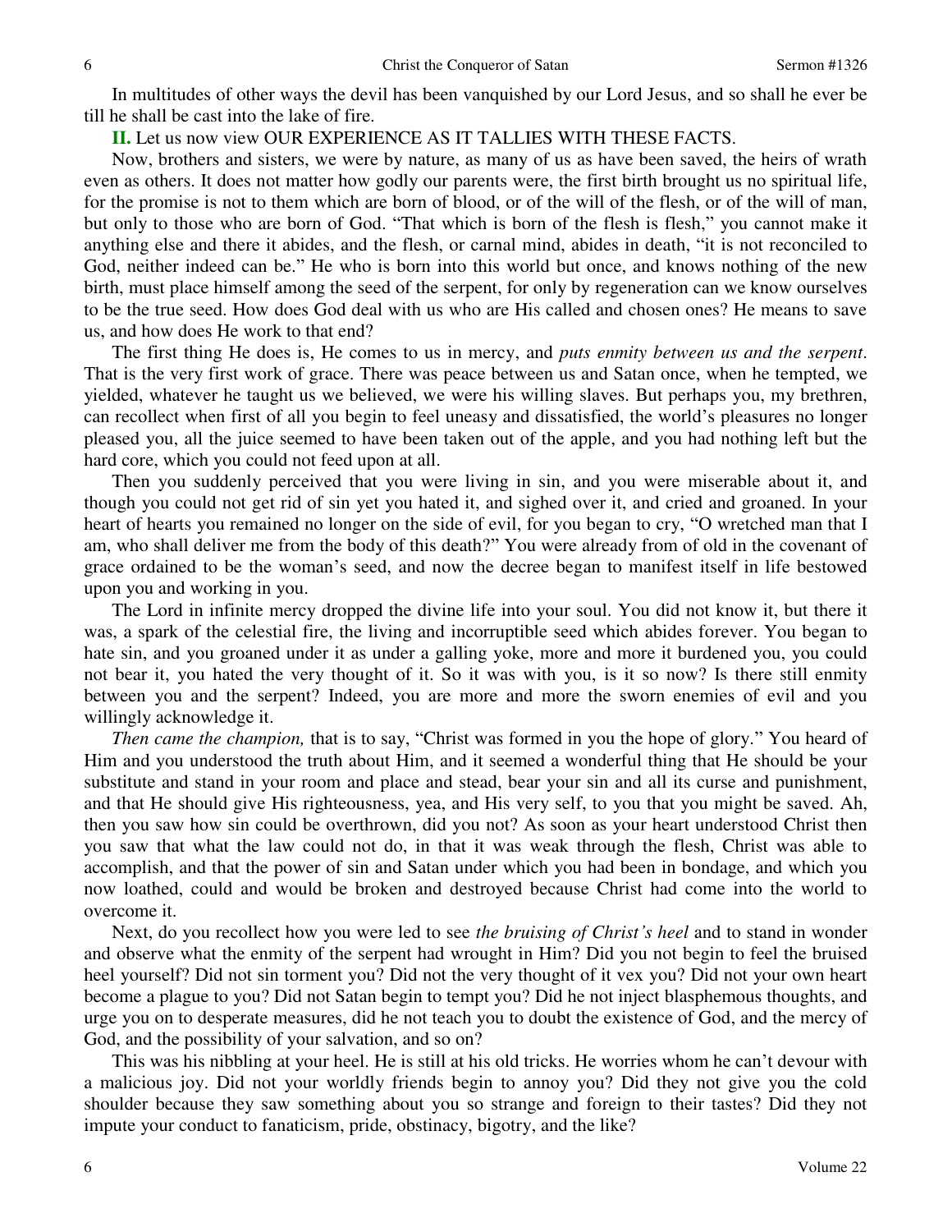In multitudes of other ways the devil has been vanquished by our Lord Jesus, and so shall he ever be till he shall be cast into the lake of fire.

**II.** Let us now view OUR EXPERIENCE AS IT TALLIES WITH THESE FACTS.

Now, brothers and sisters, we were by nature, as many of us as have been saved, the heirs of wrath even as others. It does not matter how godly our parents were, the first birth brought us no spiritual life, for the promise is not to them which are born of blood, or of the will of the flesh, or of the will of man, but only to those who are born of God. "That which is born of the flesh is flesh," you cannot make it anything else and there it abides, and the flesh, or carnal mind, abides in death, "it is not reconciled to God, neither indeed can be." He who is born into this world but once, and knows nothing of the new birth, must place himself among the seed of the serpent, for only by regeneration can we know ourselves to be the true seed. How does God deal with us who are His called and chosen ones? He means to save us, and how does He work to that end?

The first thing He does is, He comes to us in mercy, and *puts enmity between us and the serpent*. That is the very first work of grace. There was peace between us and Satan once, when he tempted, we yielded, whatever he taught us we believed, we were his willing slaves. But perhaps you, my brethren, can recollect when first of all you begin to feel uneasy and dissatisfied, the world's pleasures no longer pleased you, all the juice seemed to have been taken out of the apple, and you had nothing left but the hard core, which you could not feed upon at all.

Then you suddenly perceived that you were living in sin, and you were miserable about it, and though you could not get rid of sin yet you hated it, and sighed over it, and cried and groaned. In your heart of hearts you remained no longer on the side of evil, for you began to cry, "O wretched man that I am, who shall deliver me from the body of this death?" You were already from of old in the covenant of grace ordained to be the woman's seed, and now the decree began to manifest itself in life bestowed upon you and working in you.

The Lord in infinite mercy dropped the divine life into your soul. You did not know it, but there it was, a spark of the celestial fire, the living and incorruptible seed which abides forever. You began to hate sin, and you groaned under it as under a galling yoke, more and more it burdened you, you could not bear it, you hated the very thought of it. So it was with you, is it so now? Is there still enmity between you and the serpent? Indeed, you are more and more the sworn enemies of evil and you willingly acknowledge it.

*Then came the champion,* that is to say, "Christ was formed in you the hope of glory." You heard of Him and you understood the truth about Him, and it seemed a wonderful thing that He should be your substitute and stand in your room and place and stead, bear your sin and all its curse and punishment, and that He should give His righteousness, yea, and His very self, to you that you might be saved. Ah, then you saw how sin could be overthrown, did you not? As soon as your heart understood Christ then you saw that what the law could not do, in that it was weak through the flesh, Christ was able to accomplish, and that the power of sin and Satan under which you had been in bondage, and which you now loathed, could and would be broken and destroyed because Christ had come into the world to overcome it.

Next, do you recollect how you were led to see *the bruising of Christ's heel* and to stand in wonder and observe what the enmity of the serpent had wrought in Him? Did you not begin to feel the bruised heel yourself? Did not sin torment you? Did not the very thought of it vex you? Did not your own heart become a plague to you? Did not Satan begin to tempt you? Did he not inject blasphemous thoughts, and urge you on to desperate measures, did he not teach you to doubt the existence of God, and the mercy of God, and the possibility of your salvation, and so on?

This was his nibbling at your heel. He is still at his old tricks. He worries whom he can't devour with a malicious joy. Did not your worldly friends begin to annoy you? Did they not give you the cold shoulder because they saw something about you so strange and foreign to their tastes? Did they not impute your conduct to fanaticism, pride, obstinacy, bigotry, and the like?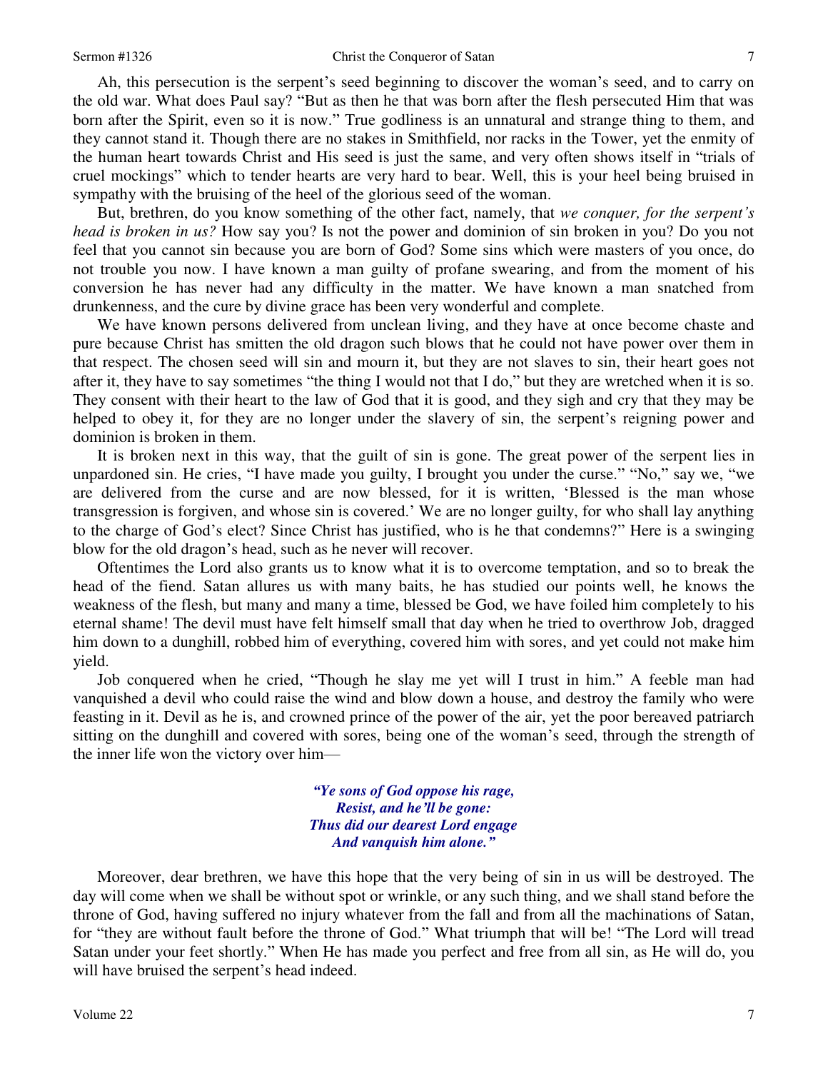Ah, this persecution is the serpent's seed beginning to discover the woman's seed, and to carry on the old war. What does Paul say? "But as then he that was born after the flesh persecuted Him that was born after the Spirit, even so it is now." True godliness is an unnatural and strange thing to them, and they cannot stand it. Though there are no stakes in Smithfield, nor racks in the Tower, yet the enmity of the human heart towards Christ and His seed is just the same, and very often shows itself in "trials of cruel mockings" which to tender hearts are very hard to bear. Well, this is your heel being bruised in sympathy with the bruising of the heel of the glorious seed of the woman.

But, brethren, do you know something of the other fact, namely, that *we conquer, for the serpent's head is broken in us?* How say you? Is not the power and dominion of sin broken in you? Do you not feel that you cannot sin because you are born of God? Some sins which were masters of you once, do not trouble you now. I have known a man guilty of profane swearing, and from the moment of his conversion he has never had any difficulty in the matter. We have known a man snatched from drunkenness, and the cure by divine grace has been very wonderful and complete.

We have known persons delivered from unclean living, and they have at once become chaste and pure because Christ has smitten the old dragon such blows that he could not have power over them in that respect. The chosen seed will sin and mourn it, but they are not slaves to sin, their heart goes not after it, they have to say sometimes "the thing I would not that I do," but they are wretched when it is so. They consent with their heart to the law of God that it is good, and they sigh and cry that they may be helped to obey it, for they are no longer under the slavery of sin, the serpent's reigning power and dominion is broken in them.

It is broken next in this way, that the guilt of sin is gone. The great power of the serpent lies in unpardoned sin. He cries, "I have made you guilty, I brought you under the curse." "No," say we, "we are delivered from the curse and are now blessed, for it is written, 'Blessed is the man whose transgression is forgiven, and whose sin is covered.' We are no longer guilty, for who shall lay anything to the charge of God's elect? Since Christ has justified, who is he that condemns?" Here is a swinging blow for the old dragon's head, such as he never will recover.

Oftentimes the Lord also grants us to know what it is to overcome temptation, and so to break the head of the fiend. Satan allures us with many baits, he has studied our points well, he knows the weakness of the flesh, but many and many a time, blessed be God, we have foiled him completely to his eternal shame! The devil must have felt himself small that day when he tried to overthrow Job, dragged him down to a dunghill, robbed him of everything, covered him with sores, and yet could not make him yield.

Job conquered when he cried, "Though he slay me yet will I trust in him." A feeble man had vanquished a devil who could raise the wind and blow down a house, and destroy the family who were feasting in it. Devil as he is, and crowned prince of the power of the air, yet the poor bereaved patriarch sitting on the dunghill and covered with sores, being one of the woman's seed, through the strength of the inner life won the victory over him—

> *"Ye sons of God oppose his rage,*
> *Resist, and he'll be gone:*
> *Thus did our dearest Lord engage*
> *And vanquish him alone."*

Moreover, dear brethren, we have this hope that the very being of sin in us will be destroyed. The day will come when we shall be without spot or wrinkle, or any such thing, and we shall stand before the throne of God, having suffered no injury whatever from the fall and from all the machinations of Satan, for "they are without fault before the throne of God." What triumph that will be! "The Lord will tread Satan under your feet shortly." When He has made you perfect and free from all sin, as He will do, you will have bruised the serpent's head indeed.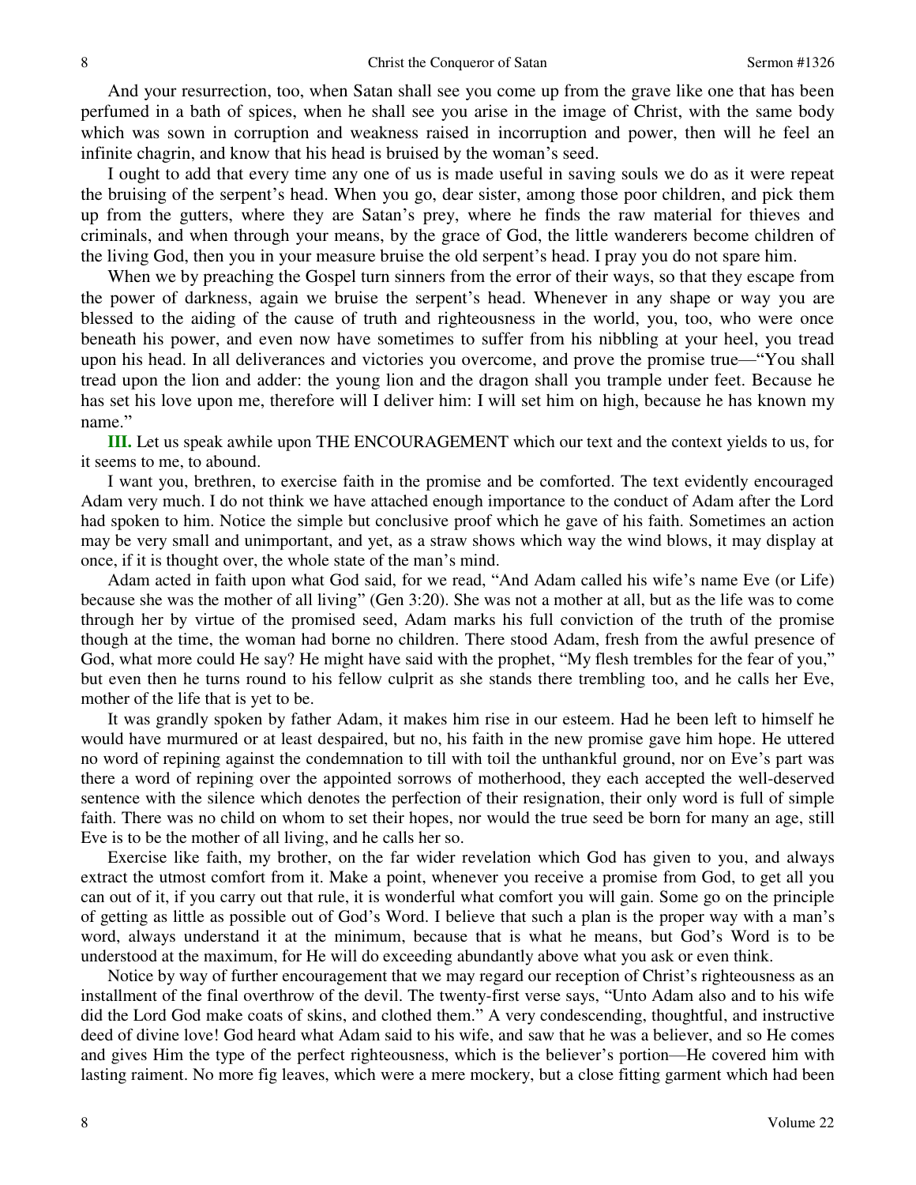And your resurrection, too, when Satan shall see you come up from the grave like one that has been perfumed in a bath of spices, when he shall see you arise in the image of Christ, with the same body which was sown in corruption and weakness raised in incorruption and power, then will he feel an infinite chagrin, and know that his head is bruised by the woman's seed.

I ought to add that every time any one of us is made useful in saving souls we do as it were repeat the bruising of the serpent's head. When you go, dear sister, among those poor children, and pick them up from the gutters, where they are Satan's prey, where he finds the raw material for thieves and criminals, and when through your means, by the grace of God, the little wanderers become children of the living God, then you in your measure bruise the old serpent's head. I pray you do not spare him.

When we by preaching the Gospel turn sinners from the error of their ways, so that they escape from the power of darkness, again we bruise the serpent's head. Whenever in any shape or way you are blessed to the aiding of the cause of truth and righteousness in the world, you, too, who were once beneath his power, and even now have sometimes to suffer from his nibbling at your heel, you tread upon his head. In all deliverances and victories you overcome, and prove the promise true—"You shall tread upon the lion and adder: the young lion and the dragon shall you trample under feet. Because he has set his love upon me, therefore will I deliver him: I will set him on high, because he has known my name."

**III.** Let us speak awhile upon THE ENCOURAGEMENT which our text and the context yields to us, for it seems to me, to abound.

I want you, brethren, to exercise faith in the promise and be comforted. The text evidently encouraged Adam very much. I do not think we have attached enough importance to the conduct of Adam after the Lord had spoken to him. Notice the simple but conclusive proof which he gave of his faith. Sometimes an action may be very small and unimportant, and yet, as a straw shows which way the wind blows, it may display at once, if it is thought over, the whole state of the man's mind.

Adam acted in faith upon what God said, for we read, "And Adam called his wife's name Eve (or Life) because she was the mother of all living" (Gen 3:20). She was not a mother at all, but as the life was to come through her by virtue of the promised seed, Adam marks his full conviction of the truth of the promise though at the time, the woman had borne no children. There stood Adam, fresh from the awful presence of God, what more could He say? He might have said with the prophet, "My flesh trembles for the fear of you," but even then he turns round to his fellow culprit as she stands there trembling too, and he calls her Eve, mother of the life that is yet to be.

It was grandly spoken by father Adam, it makes him rise in our esteem. Had he been left to himself he would have murmured or at least despaired, but no, his faith in the new promise gave him hope. He uttered no word of repining against the condemnation to till with toil the unthankful ground, nor on Eve's part was there a word of repining over the appointed sorrows of motherhood, they each accepted the well-deserved sentence with the silence which denotes the perfection of their resignation, their only word is full of simple faith. There was no child on whom to set their hopes, nor would the true seed be born for many an age, still Eve is to be the mother of all living, and he calls her so.

Exercise like faith, my brother, on the far wider revelation which God has given to you, and always extract the utmost comfort from it. Make a point, whenever you receive a promise from God, to get all you can out of it, if you carry out that rule, it is wonderful what comfort you will gain. Some go on the principle of getting as little as possible out of God's Word. I believe that such a plan is the proper way with a man's word, always understand it at the minimum, because that is what he means, but God's Word is to be understood at the maximum, for He will do exceeding abundantly above what you ask or even think.

Notice by way of further encouragement that we may regard our reception of Christ's righteousness as an installment of the final overthrow of the devil. The twenty-first verse says, "Unto Adam also and to his wife did the Lord God make coats of skins, and clothed them." A very condescending, thoughtful, and instructive deed of divine love! God heard what Adam said to his wife, and saw that he was a believer, and so He comes and gives Him the type of the perfect righteousness, which is the believer's portion—He covered him with lasting raiment. No more fig leaves, which were a mere mockery, but a close fitting garment which had been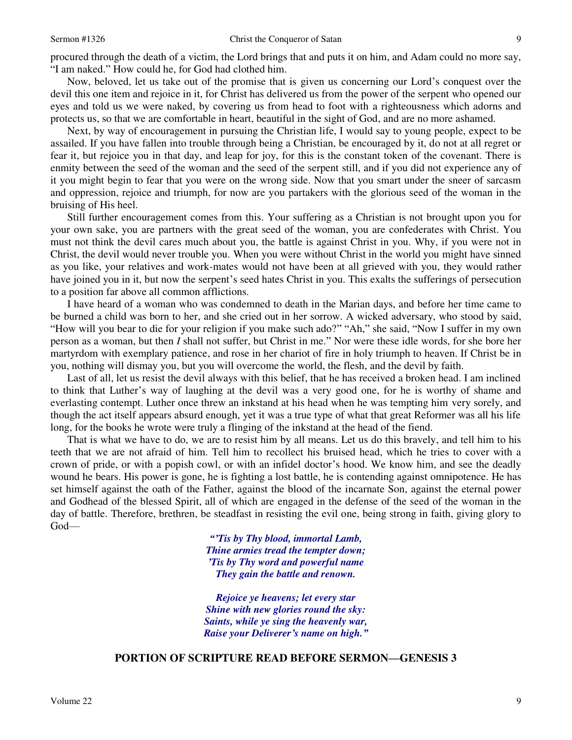procured through the death of a victim, the Lord brings that and puts it on him, and Adam could no more say, "I am naked." How could he, for God had clothed him.

Now, beloved, let us take out of the promise that is given us concerning our Lord's conquest over the devil this one item and rejoice in it, for Christ has delivered us from the power of the serpent who opened our eyes and told us we were naked, by covering us from head to foot with a righteousness which adorns and protects us, so that we are comfortable in heart, beautiful in the sight of God, and are no more ashamed.

Next, by way of encouragement in pursuing the Christian life, I would say to young people, expect to be assailed. If you have fallen into trouble through being a Christian, be encouraged by it, do not at all regret or fear it, but rejoice you in that day, and leap for joy, for this is the constant token of the covenant. There is enmity between the seed of the woman and the seed of the serpent still, and if you did not experience any of it you might begin to fear that you were on the wrong side. Now that you smart under the sneer of sarcasm and oppression, rejoice and triumph, for now are you partakers with the glorious seed of the woman in the bruising of His heel.

Still further encouragement comes from this. Your suffering as a Christian is not brought upon you for your own sake, you are partners with the great seed of the woman, you are confederates with Christ. You must not think the devil cares much about you, the battle is against Christ in you. Why, if you were not in Christ, the devil would never trouble you. When you were without Christ in the world you might have sinned as you like, your relatives and work-mates would not have been at all grieved with you, they would rather have joined you in it, but now the serpent's seed hates Christ in you. This exalts the sufferings of persecution to a position far above all common afflictions.

I have heard of a woman who was condemned to death in the Marian days, and before her time came to be burned a child was born to her, and she cried out in her sorrow. A wicked adversary, who stood by said, "How will you bear to die for your religion if you make such ado?" "Ah," she said, "Now I suffer in my own person as a woman, but then *I* shall not suffer, but Christ in me." Nor were these idle words, for she bore her martyrdom with exemplary patience, and rose in her chariot of fire in holy triumph to heaven. If Christ be in you, nothing will dismay you, but you will overcome the world, the flesh, and the devil by faith.

Last of all, let us resist the devil always with this belief, that he has received a broken head. I am inclined to think that Luther's way of laughing at the devil was a very good one, for he is worthy of shame and everlasting contempt. Luther once threw an inkstand at his head when he was tempting him very sorely, and though the act itself appears absurd enough, yet it was a true type of what that great Reformer was all his life long, for the books he wrote were truly a flinging of the inkstand at the head of the fiend.

That is what we have to do, we are to resist him by all means. Let us do this bravely, and tell him to his teeth that we are not afraid of him. Tell him to recollect his bruised head, which he tries to cover with a crown of pride, or with a popish cowl, or with an infidel doctor's hood. We know him, and see the deadly wound he bears. His power is gone, he is fighting a lost battle, he is contending against omnipotence. He has set himself against the oath of the Father, against the blood of the incarnate Son, against the eternal power and Godhead of the blessed Spirit, all of which are engaged in the defense of the seed of the woman in the day of battle. Therefore, brethren, be steadfast in resisting the evil one, being strong in faith, giving glory to God—

> ***"'Tis by Thy blood, immortal Lamb,***
> ***Thine armies tread the tempter down;***
> ***'Tis by Thy word and powerful name***
> ***They gain the battle and renown.***
>
> ***Rejoice ye heavens; let every star***
> ***Shine with new glories round the sky:***
> ***Saints, while ye sing the heavenly war,***
> ***Raise your Deliverer's name on high."***

## PORTION OF SCRIPTURE READ BEFORE SERMON—GENESIS 3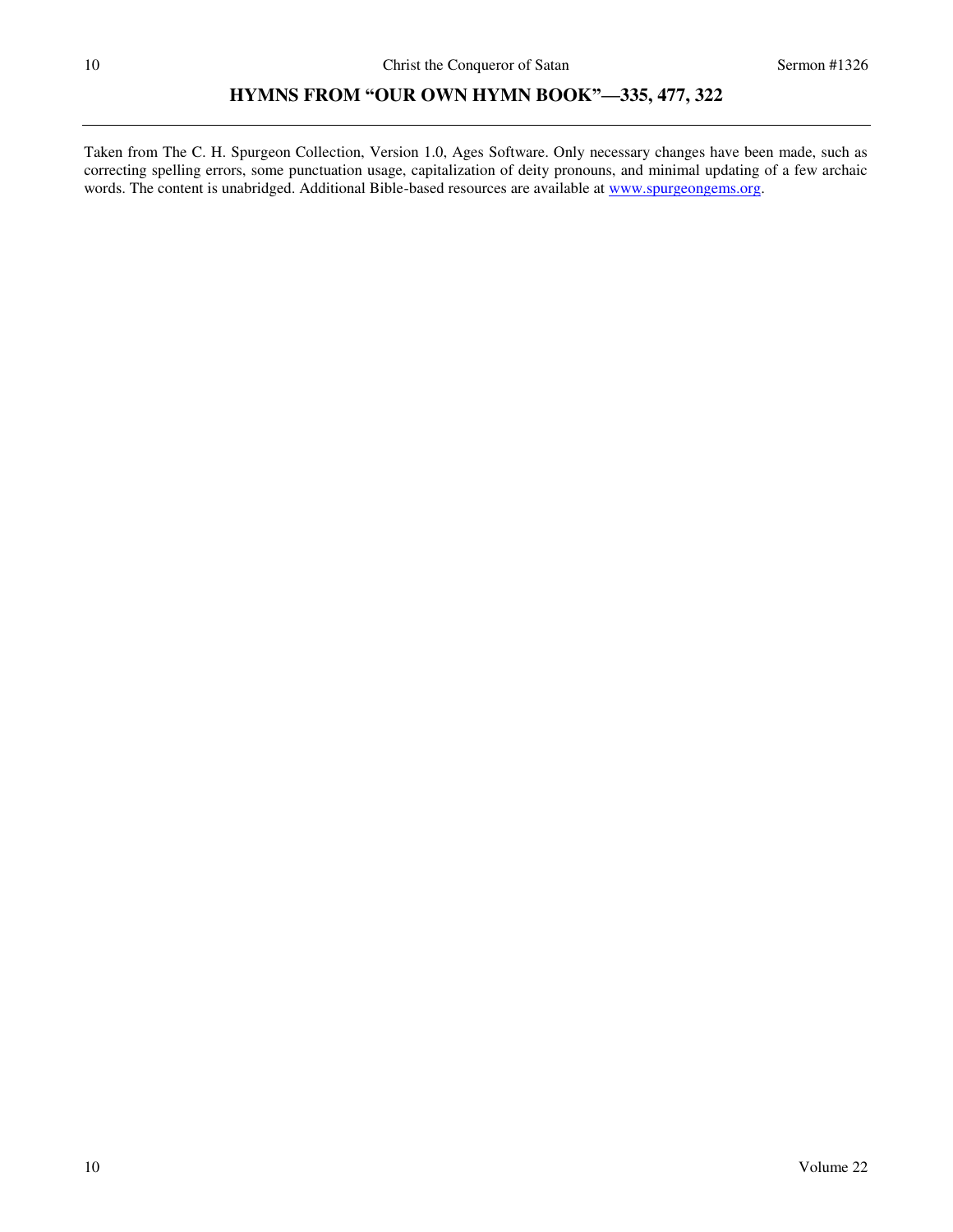## HYMNS FROM "OUR OWN HYMN BOOK"—335, 477, 322

Taken from The C. H. Spurgeon Collection, Version 1.0, Ages Software. Only necessary changes have been made, such as correcting spelling errors, some punctuation usage, capitalization of deity pronouns, and minimal updating of a few archaic words. The content is unabridged. Additional Bible-based resources are available at www.spurgeongems.org.